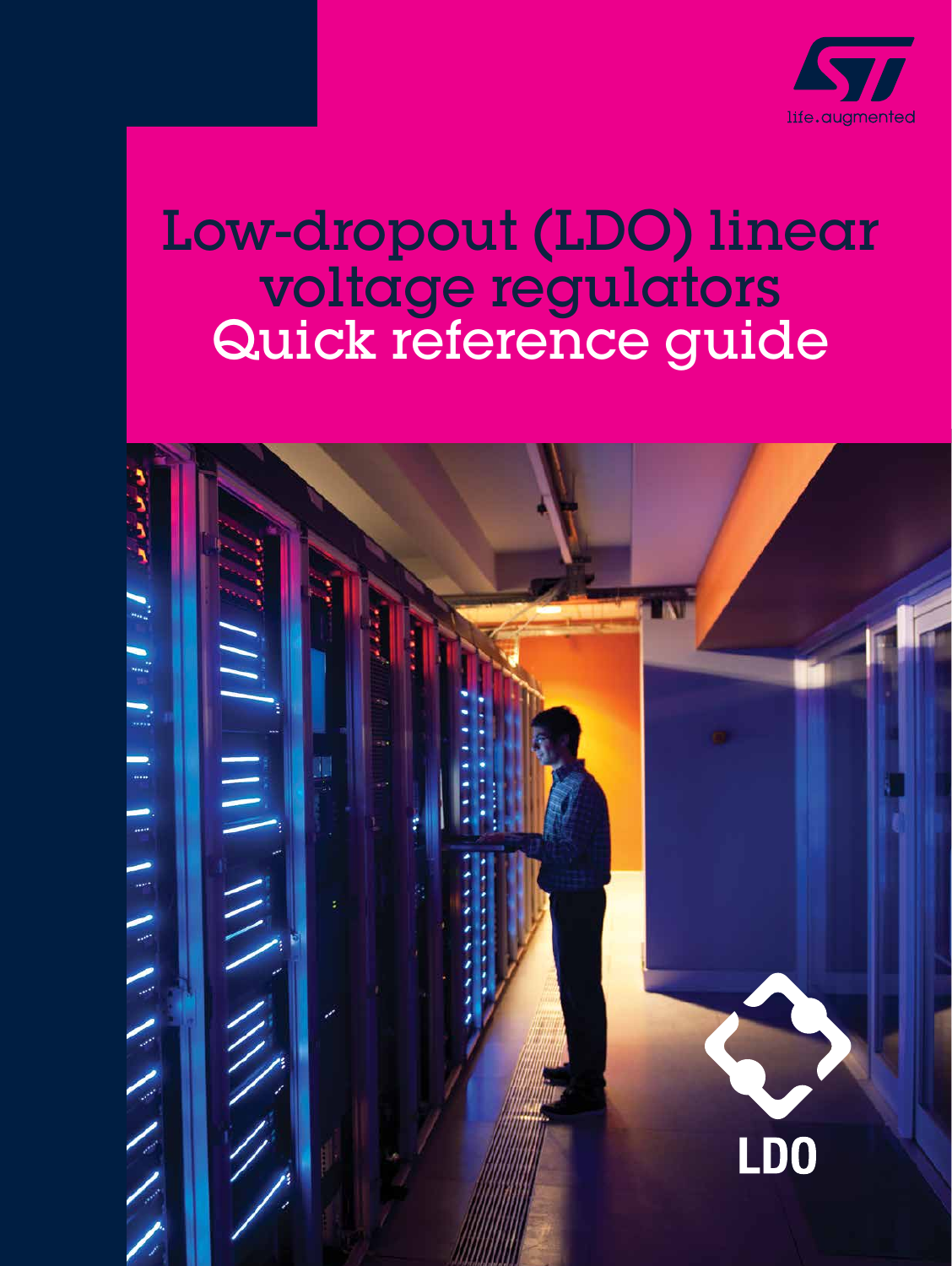# Low-dropout (LDO) linear voltage regulators Quick reference guide

life.augmented

LDO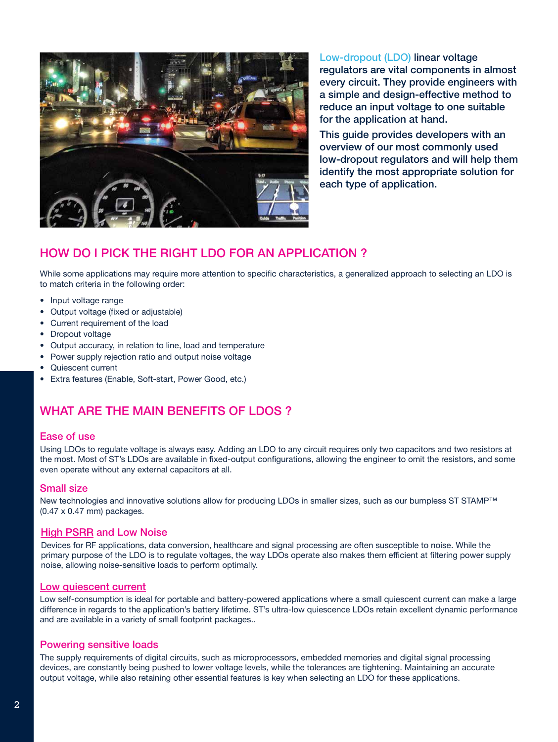Low-dropout (LDO) linear voltage regulators are vital components in almost every circuit. They provide engineers with a simple and design-effective method to reduce an input voltage to one suitable for the application at hand.

This guide provides developers with an overview of our most commonly used low-dropout regulators and will help them identify the most appropriate solution for each type of application.

## HOW DO I PICK THE RIGHT LDO FOR AN APPLICATION ?

While some applications may require more attention to specific characteristics, a generalized approach to selecting an LDO is to match criteria in the following order:

- Input voltage range
- Output voltage (fixed or adjustable)
- Current requirement of the load
- Dropout voltage
- Output accuracy, in relation to line, load and temperature
- Power supply rejection ratio and output noise voltage
- Quiescent current
- Extra features (Enable, Soft-start, Power Good, etc.)

## WHAT ARE THE MAIN BENEFITS OF LDOS ?

### Ease of use

Using LDOs to regulate voltage is always easy. Adding an LDO to any circuit requires only two capacitors and two resistors at the most. Most of ST's LDOs are available in fixed-output configurations, allowing the engineer to omit the resistors, and some even operate without any external capacitors at all.

### Small size

New technologies and innovative solutions allow for producing LDOs in smaller sizes, such as our bumpless ST STAMP™ (0.47 x 0.47 mm) packages.

### High PSRR and Low Noise

Devices for RF applications, data conversion, healthcare and signal processing are often susceptible to noise. While the primary purpose of the LDO is to regulate voltages, the way LDOs operate also makes them efficient at filtering power supply noise, allowing noise-sensitive loads to perform optimally.

### Low quiescent current

Low self-consumption is ideal for portable and battery-powered applications where a small quiescent current can make a large difference in regards to the application's battery lifetime. ST's ultra-low quiescence LDOs retain excellent dynamic performance and are available in a variety of small footprint packages..

### Powering sensitive loads

The supply requirements of digital circuits, such as microprocessors, embedded memories and digital signal processing devices, are constantly being pushed to lower voltage levels, while the tolerances are tightening. Maintaining an accurate output voltage, while also retaining other essential features is key when selecting an LDO for these applications.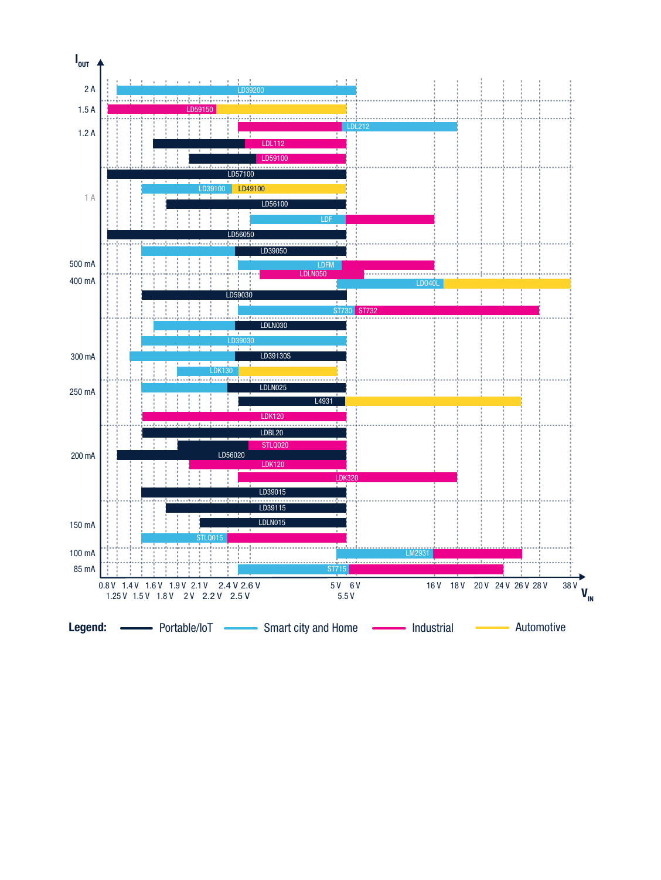$I_{OUT}$

| $I_{OUT}$ | Product(s) |
|---|---|
| 2 A | LD39200 |
| 1.5 A | LD59150 |
| 1.2 A | LDL212, LDL112, LD59100 |
| 1 A | LD57100, LD39100, LD49100, LD56100, LDF, LD56050 |
| 500 mA | LD39050, LDFM, LDLN050 |
| 400 mA | LDO40L, LD59030, ST730, ST732 |
| 300 mA | LDLN030, LD39030, LD39130S, LDK130 |
| 250 mA | LDLN025, L4931, LDK120 |
| 200 mA | LDBL20, STLQ020, LD56020, LDK120, LDK320 |
| 150 mA | LD39015, LD39115, LDLN015, STLQ015 |
| 100 mA | LM2931 |
| 85 mA | ST715 |

$V_{IN}$: 0.8 V, 1.25 V, 1.4 V, 1.5 V, 1.6 V, 1.8 V, 1.9 V, 2 V, 2.1 V, 2.2 V, 2.4 V, 2.5 V, 2.6 V, 5 V, 5.5 V, 6 V, 16 V, 18 V, 20 V, 24 V, 26 V, 28 V, 38 V

**Legend:** Portable/IoT — Smart city and Home — Industrial — Automotive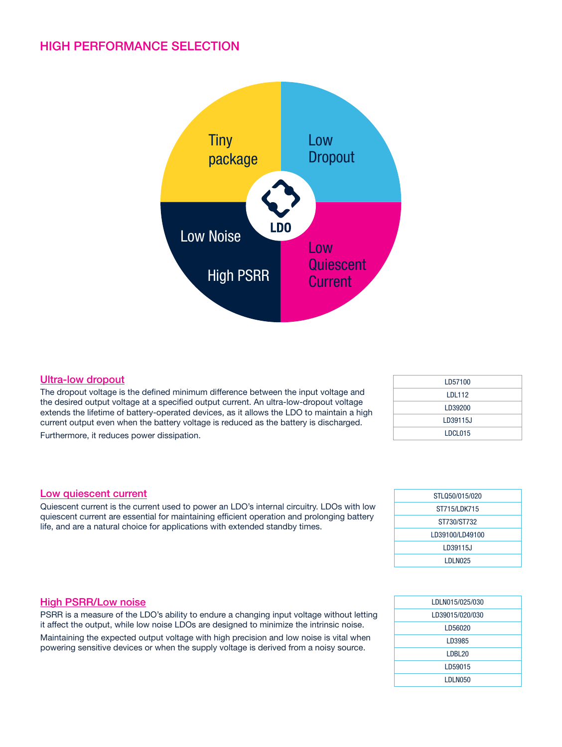## HIGH PERFORMANCE SELECTION

Tiny package

Low Dropout

LDO

Low Noise

High PSRR

Low Quiescent Current

### Ultra-low dropout

The dropout voltage is the defined minimum difference between the input voltage and the desired output voltage at a specified output current. An ultra-low-dropout voltage extends the lifetime of battery-operated devices, as it allows the LDO to maintain a high current output even when the battery voltage is reduced as the battery is discharged.

Furthermore, it reduces power dissipation.

| LD57100 |
|---|
| LDL112 |
| LD39200 |
| LD39115J |
| LDCL015 |

### Low quiescent current

Quiescent current is the current used to power an LDO's internal circuitry. LDOs with low quiescent current are essential for maintaining efficient operation and prolonging battery life, and are a natural choice for applications with extended standby times.

| STLQ50/015/020 |
|---|
| ST715/LDK715 |
| ST730/ST732 |
| LD39100/LD49100 |
| LD39115J |
| LDLN025 |

### High PSRR/Low noise

PSRR is a measure of the LDO's ability to endure a changing input voltage without letting it affect the output, while low noise LDOs are designed to minimize the intrinsic noise.

Maintaining the expected output voltage with high precision and low noise is vital when powering sensitive devices or when the supply voltage is derived from a noisy source.

| LDLN015/025/030 |
|---|
| LD39015/020/030 |
| LD56020 |
| LD3985 |
| LDBL20 |
| LD59015 |
| LDLN050 |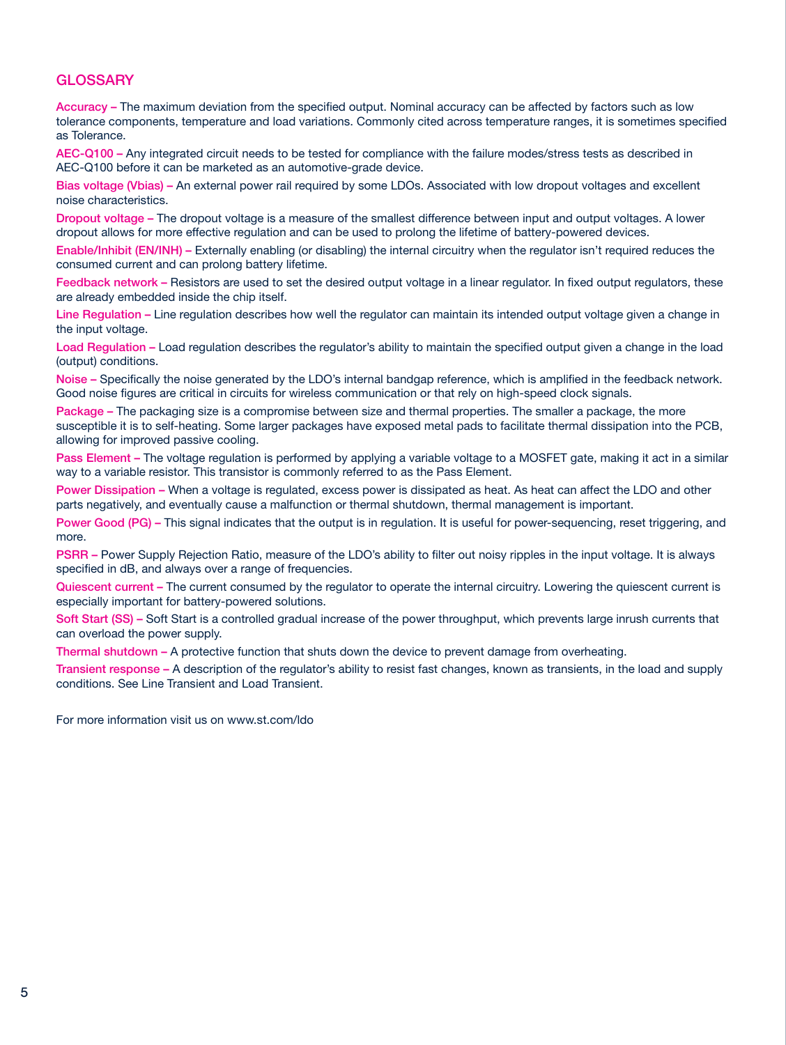## GLOSSARY

**Accuracy –** The maximum deviation from the specified output. Nominal accuracy can be affected by factors such as low tolerance components, temperature and load variations. Commonly cited across temperature ranges, it is sometimes specified as Tolerance.

**AEC-Q100 –** Any integrated circuit needs to be tested for compliance with the failure modes/stress tests as described in AEC-Q100 before it can be marketed as an automotive-grade device.

**Bias voltage (Vbias) –** An external power rail required by some LDOs. Associated with low dropout voltages and excellent noise characteristics.

**Dropout voltage –** The dropout voltage is a measure of the smallest difference between input and output voltages. A lower dropout allows for more effective regulation and can be used to prolong the lifetime of battery-powered devices.

**Enable/Inhibit (EN/INH) –** Externally enabling (or disabling) the internal circuitry when the regulator isn't required reduces the consumed current and can prolong battery lifetime.

**Feedback network –** Resistors are used to set the desired output voltage in a linear regulator. In fixed output regulators, these are already embedded inside the chip itself.

**Line Regulation –** Line regulation describes how well the regulator can maintain its intended output voltage given a change in the input voltage.

**Load Regulation –** Load regulation describes the regulator's ability to maintain the specified output given a change in the load (output) conditions.

**Noise –** Specifically the noise generated by the LDO's internal bandgap reference, which is amplified in the feedback network. Good noise figures are critical in circuits for wireless communication or that rely on high-speed clock signals.

**Package –** The packaging size is a compromise between size and thermal properties. The smaller a package, the more susceptible it is to self-heating. Some larger packages have exposed metal pads to facilitate thermal dissipation into the PCB, allowing for improved passive cooling.

**Pass Element –** The voltage regulation is performed by applying a variable voltage to a MOSFET gate, making it act in a similar way to a variable resistor. This transistor is commonly referred to as the Pass Element.

**Power Dissipation –** When a voltage is regulated, excess power is dissipated as heat. As heat can affect the LDO and other parts negatively, and eventually cause a malfunction or thermal shutdown, thermal management is important.

**Power Good (PG) –** This signal indicates that the output is in regulation. It is useful for power-sequencing, reset triggering, and more.

**PSRR –** Power Supply Rejection Ratio, measure of the LDO's ability to filter out noisy ripples in the input voltage. It is always specified in dB, and always over a range of frequencies.

**Quiescent current –** The current consumed by the regulator to operate the internal circuitry. Lowering the quiescent current is especially important for battery-powered solutions.

**Soft Start (SS) –** Soft Start is a controlled gradual increase of the power throughput, which prevents large inrush currents that can overload the power supply.

**Thermal shutdown –** A protective function that shuts down the device to prevent damage from overheating.

**Transient response –** A description of the regulator's ability to resist fast changes, known as transients, in the load and supply conditions. See Line Transient and Load Transient.

For more information visit us on www.st.com/ldo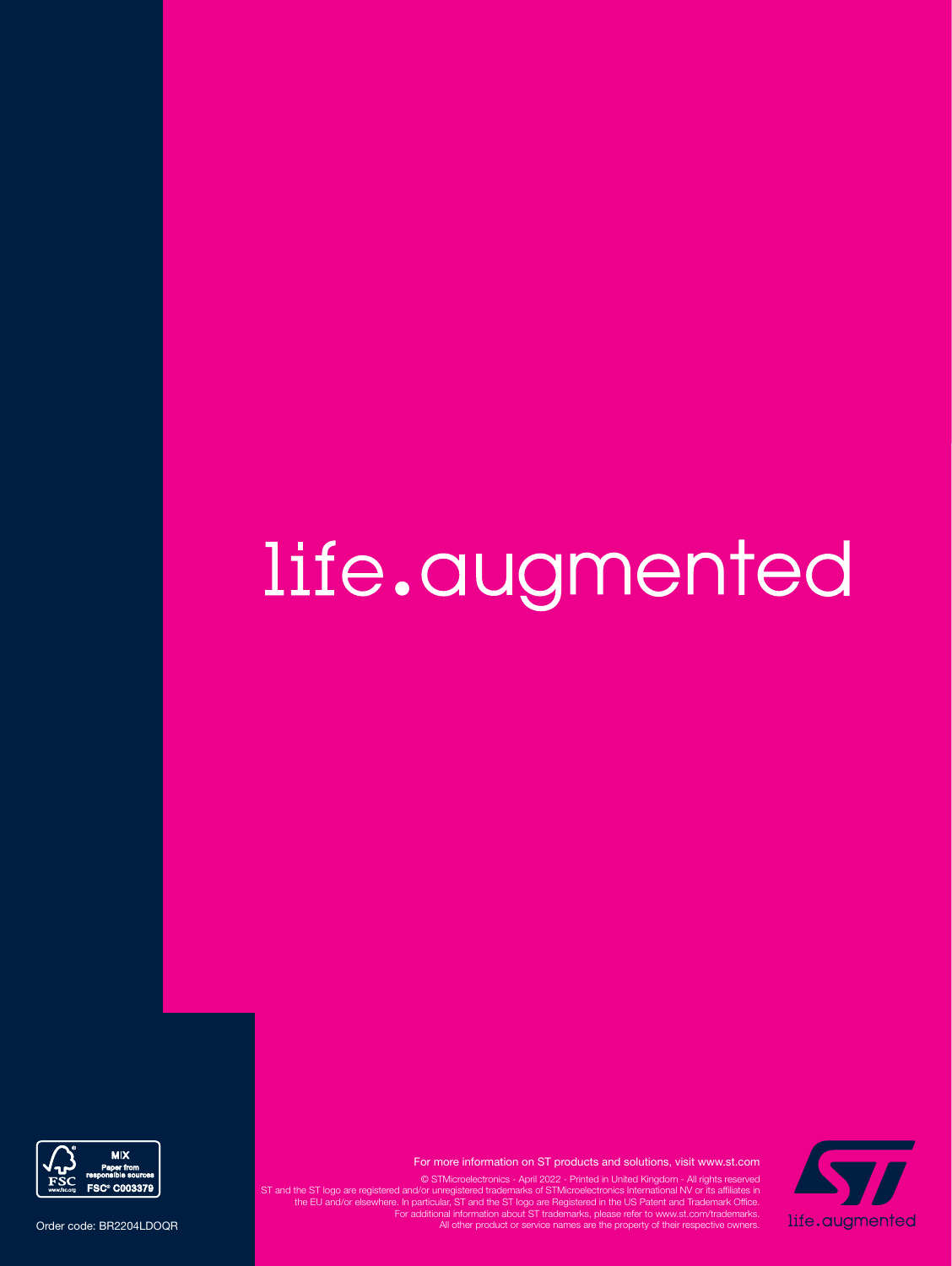life.augmented

MIX
Paper from responsible sources
FSC® C003379

Order code: BR2204LDOQR

For more information on ST products and solutions, visit www.st.com

© STMicroelectronics - April 2022 - Printed in United Kingdom - All rights reserved
ST and the ST logo are registered and/or unregistered trademarks of STMicroelectronics International NV or its affiliates in the EU and/or elsewhere. In particular, ST and the ST logo are Registered in the US Patent and Trademark Office.
For additional information about ST trademarks, please refer to www.st.com/trademarks.
All other product or service names are the property of their respective owners.

life.augmented